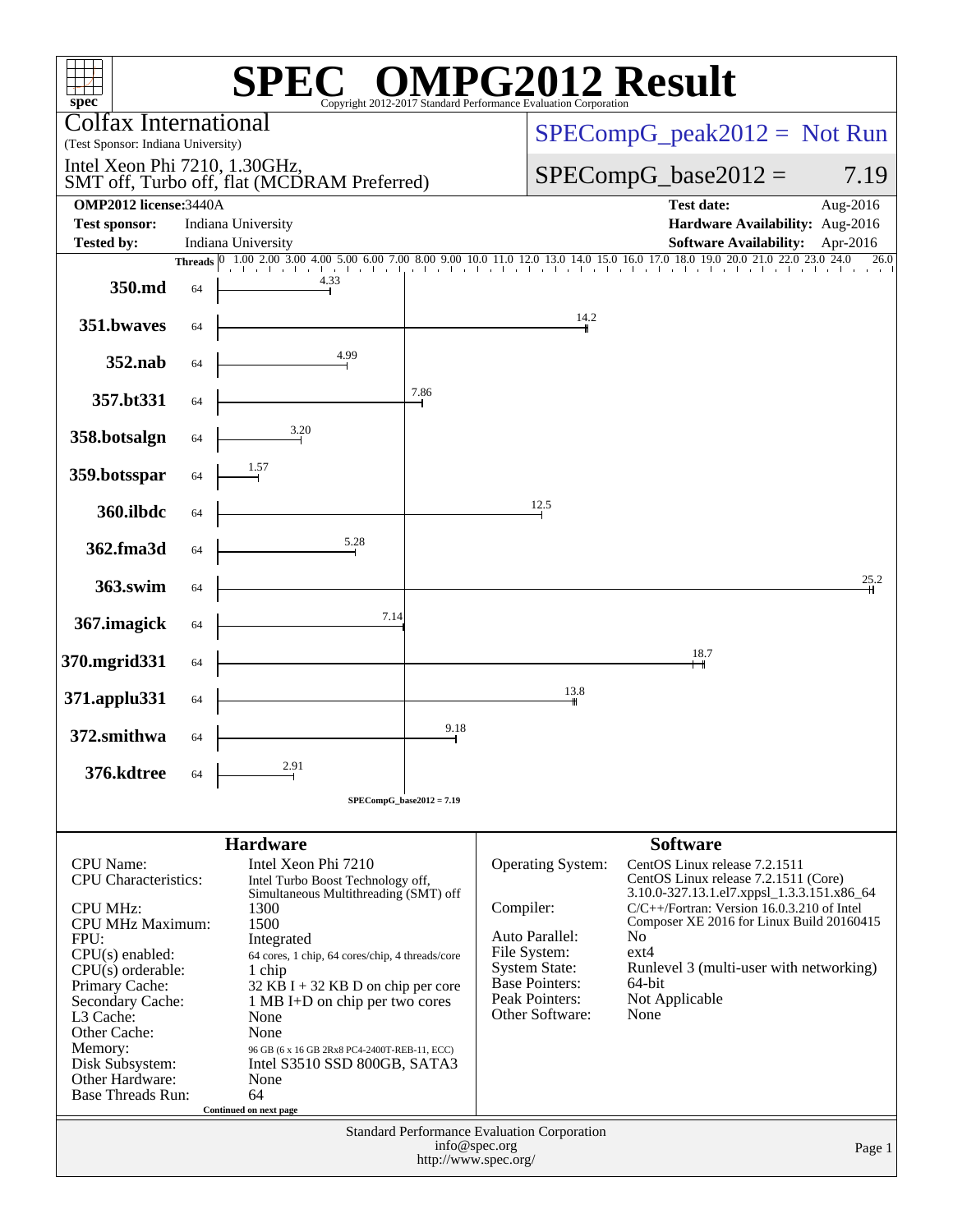# SPEC OMPG2012 Result

Copyright 2012-2017 Standard Performance Evaluation Corporation

**Colfax International**
(Test Sponsor: Indiana University)

Intel Xeon Phi 7210, 1.30GHz,
SMT off, Turbo off, flat (MCDRAM Preferred)

SPECompG_peak2012 = Not Run

SPECompG_base2012 = 7.19

| | | | |
|---|---|---|---|
| **OMP2012 license:** | 3440A | **Test date:** | Aug-2016 |
| **Test sponsor:** | Indiana University | **Hardware Availability:** | Aug-2016 |
| **Tested by:** | Indiana University | **Software Availability:** | Apr-2016 |

| Benchmark | Threads | Base Ratio |
|---|---|---|
| 350.md | 64 | 4.33 |
| 351.bwaves | 64 | 14.2 |
| 352.nab | 64 | 4.99 |
| 357.bt331 | 64 | 7.86 |
| 358.botsalgn | 64 | 3.20 |
| 359.botsspar | 64 | 1.57 |
| 360.ilbdc | 64 | 12.5 |
| 362.fma3d | 64 | 5.28 |
| 363.swim | 64 | 25.2 |
| 367.imagick | 64 | 7.14 |
| 370.mgrid331 | 64 | 18.7 |
| 371.applu331 | 64 | 13.8 |
| 372.smithwa | 64 | 9.18 |
| 376.kdtree | 64 | 2.91 |

SPECompG_base2012 = 7.19

## Hardware

| | |
|---|---|
| CPU Name: | Intel Xeon Phi 7210 |
| CPU Characteristics: | Intel Turbo Boost Technology off, Simultaneous Multithreading (SMT) off |
| CPU MHz: | 1300 |
| CPU MHz Maximum: | 1500 |
| FPU: | Integrated |
| CPU(s) enabled: | 64 cores, 1 chip, 64 cores/chip, 4 threads/core |
| CPU(s) orderable: | 1 chip |
| Primary Cache: | 32 KB I + 32 KB D on chip per core |
| Secondary Cache: | 1 MB I+D on chip per two cores |
| L3 Cache: | None |
| Other Cache: | None |
| Memory: | 96 GB (6 x 16 GB 2Rx8 PC4-2400T-REB-11, ECC) |
| Disk Subsystem: | Intel S3510 SSD 800GB, SATA3 |
| Other Hardware: | None |
| Base Threads Run: | 64 |

Continued on next page

## Software

| | |
|---|---|
| Operating System: | CentOS Linux release 7.2.1511 CentOS Linux release 7.2.1511 (Core) 3.10.0-327.13.1.el7.xppsl_1.3.3.151.x86_64 |
| Compiler: | C/C++/Fortran: Version 16.0.3.210 of Intel Composer XE 2016 for Linux Build 20160415 |
| Auto Parallel: | No |
| File System: | ext4 |
| System State: | Runlevel 3 (multi-user with networking) |
| Base Pointers: | 64-bit |
| Peak Pointers: | Not Applicable |
| Other Software: | None |

Standard Performance Evaluation Corporation
info@spec.org
http://www.spec.org/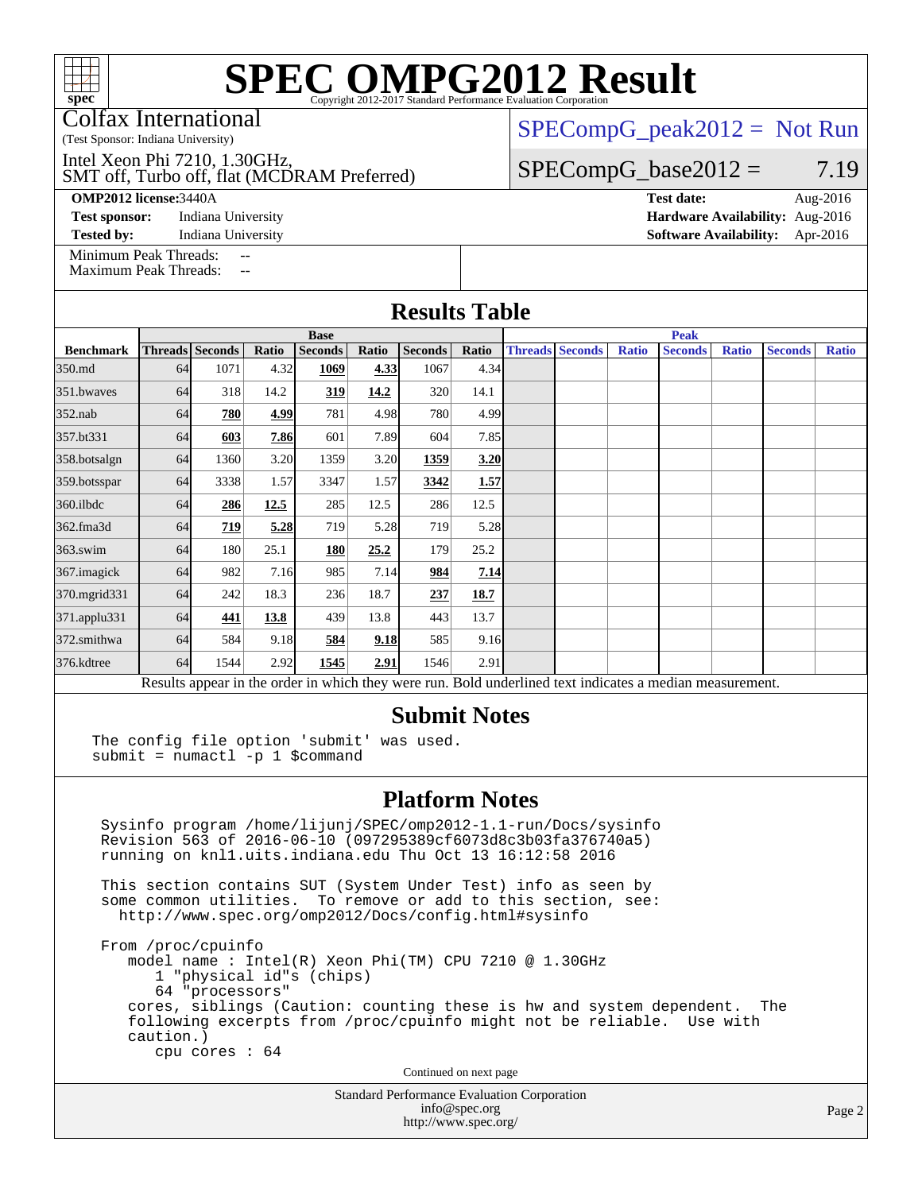# SPEC OMPG2012 Result

Copyright 2012-2017 Standard Performance Evaluation Corporation

Colfax International
(Test Sponsor: Indiana University)

Intel Xeon Phi 7210, 1.30GHz,
SMT off, Turbo off, flat (MCDRAM Preferred)

SPECompG_peak2012 = Not Run

SPECompG_base2012 = 7.19

**OMP2012 license:** 3440A
**Test sponsor:** Indiana University
**Tested by:** Indiana University

**Test date:** Aug-2016
**Hardware Availability:** Aug-2016
**Software Availability:** Apr-2016

Minimum Peak Threads: --
Maximum Peak Threads: --

## Results Table

| | Base | | | | | | | Peak | | | | | | |
|---|---|---|---|---|---|---|---|---|---|---|---|---|---|---|
| **Benchmark** | **Threads** | **Seconds** | **Ratio** | **Seconds** | **Ratio** | **Seconds** | **Ratio** | **Threads** | **Seconds** | **Ratio** | **Seconds** | **Ratio** | **Seconds** | **Ratio** |
| 350.md | 64 | 1071 | 4.32 | **1069** | **4.33** | 1067 | 4.34 | | | | | | | |
| 351.bwaves | 64 | 318 | 14.2 | **319** | **14.2** | 320 | 14.1 | | | | | | | |
| 352.nab | 64 | **780** | **4.99** | 781 | 4.98 | 780 | 4.99 | | | | | | | |
| 357.bt331 | 64 | **603** | **7.86** | 601 | 7.89 | 604 | 7.85 | | | | | | | |
| 358.botsalgn | 64 | 1360 | 3.20 | 1359 | 3.20 | **1359** | **3.20** | | | | | | | |
| 359.botsspar | 64 | 3338 | 1.57 | 3347 | 1.57 | **3342** | **1.57** | | | | | | | |
| 360.ilbdc | 64 | **286** | **12.5** | 285 | 12.5 | 286 | 12.5 | | | | | | | |
| 362.fma3d | 64 | **719** | **5.28** | 719 | 5.28 | 719 | 5.28 | | | | | | | |
| 363.swim | 64 | 180 | 25.1 | **180** | **25.2** | 179 | 25.2 | | | | | | | |
| 367.imagick | 64 | 982 | 7.16 | 985 | 7.14 | **984** | **7.14** | | | | | | | |
| 370.mgrid331 | 64 | 242 | 18.3 | 236 | 18.7 | **237** | **18.7** | | | | | | | |
| 371.applu331 | 64 | **441** | **13.8** | 439 | 13.8 | 443 | 13.7 | | | | | | | |
| 372.smithwa | 64 | 584 | 9.18 | **584** | **9.18** | 585 | 9.16 | | | | | | | |
| 376.kdtree | 64 | 1544 | 2.92 | **1545** | **2.91** | 1546 | 2.91 | | | | | | | |

Results appear in the order in which they were run. Bold underlined text indicates a median measurement.

## Submit Notes

```
The config file option 'submit' was used.
submit = numactl -p 1 $command
```

## Platform Notes

```
Sysinfo program /home/lijunj/SPEC/omp2012-1.1-run/Docs/sysinfo
Revision 563 of 2016-06-10 (097295389cf6073d8c3b03fa376740a5)
running on knl1.uits.indiana.edu Thu Oct 13 16:12:58 2016

This section contains SUT (System Under Test) info as seen by
some common utilities.  To remove or add to this section, see:
  http://www.spec.org/omp2012/Docs/config.html#sysinfo

From /proc/cpuinfo
   model name : Intel(R) Xeon Phi(TM) CPU 7210 @ 1.30GHz
      1 "physical id"s (chips)
      64 "processors"
   cores, siblings (Caution: counting these is hw and system dependent.  The
   following excerpts from /proc/cpuinfo might not be reliable.  Use with
   caution.)
      cpu cores : 64
```

Continued on next page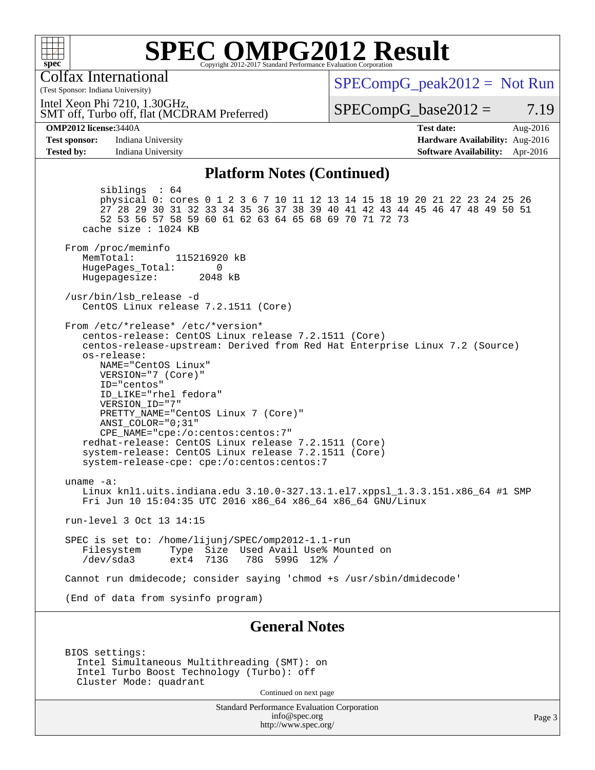# SPEC OMPG2012 Result

Copyright 2012-2017 Standard Performance Evaluation Corporation

Colfax International
(Test Sponsor: Indiana University)

Intel Xeon Phi 7210, 1.30GHz,
SMT off, Turbo off, flat (MCDRAM Preferred)

SPECompG_peak2012 = Not Run

SPECompG_base2012 = 7.19

**OMP2012 license:** 3440A | **Test date:** Aug-2016
**Test sponsor:** Indiana University | **Hardware Availability:** Aug-2016
**Tested by:** Indiana University | **Software Availability:** Apr-2016

## Platform Notes (Continued)

```
        siblings  : 64
        physical 0: cores 0 1 2 3 6 7 10 11 12 13 14 15 18 19 20 21 22 23 24 25 26
        27 28 29 30 31 32 33 34 35 36 37 38 39 40 41 42 43 44 45 46 47 48 49 50 51
        52 53 56 57 58 59 60 61 62 63 64 65 68 69 70 71 72 73
     cache size : 1024 KB

  From /proc/meminfo
     MemTotal:       115216920 kB
     HugePages_Total:       0
     Hugepagesize:       2048 kB

  /usr/bin/lsb_release -d
     CentOS Linux release 7.2.1511 (Core)

  From /etc/*release* /etc/*version*
     centos-release: CentOS Linux release 7.2.1511 (Core)
     centos-release-upstream: Derived from Red Hat Enterprise Linux 7.2 (Source)
     os-release:
        NAME="CentOS Linux"
        VERSION="7 (Core)"
        ID="centos"
        ID_LIKE="rhel fedora"
        VERSION_ID="7"
        PRETTY_NAME="CentOS Linux 7 (Core)"
        ANSI_COLOR="0;31"
        CPE_NAME="cpe:/o:centos:centos:7"
     redhat-release: CentOS Linux release 7.2.1511 (Core)
     system-release: CentOS Linux release 7.2.1511 (Core)
     system-release-cpe: cpe:/o:centos:centos:7

  uname -a:
     Linux knl1.uits.indiana.edu 3.10.0-327.13.1.el7.xppsl_1.3.3.151.x86_64 #1 SMP
     Fri Jun 10 15:04:35 UTC 2016 x86_64 x86_64 x86_64 GNU/Linux

  run-level 3 Oct 13 14:15

  SPEC is set to: /home/lijunj/SPEC/omp2012-1.1-run
     Filesystem     Type  Size  Used Avail Use% Mounted on
     /dev/sda3      ext4  713G   78G  599G  12% /

  Cannot run dmidecode; consider saying 'chmod +s /usr/sbin/dmidecode'

  (End of data from sysinfo program)
```

## General Notes

```
  BIOS settings:
    Intel Simultaneous Multithreading (SMT): on
    Intel Turbo Boost Technology (Turbo): off
    Cluster Mode: quadrant
```

Continued on next page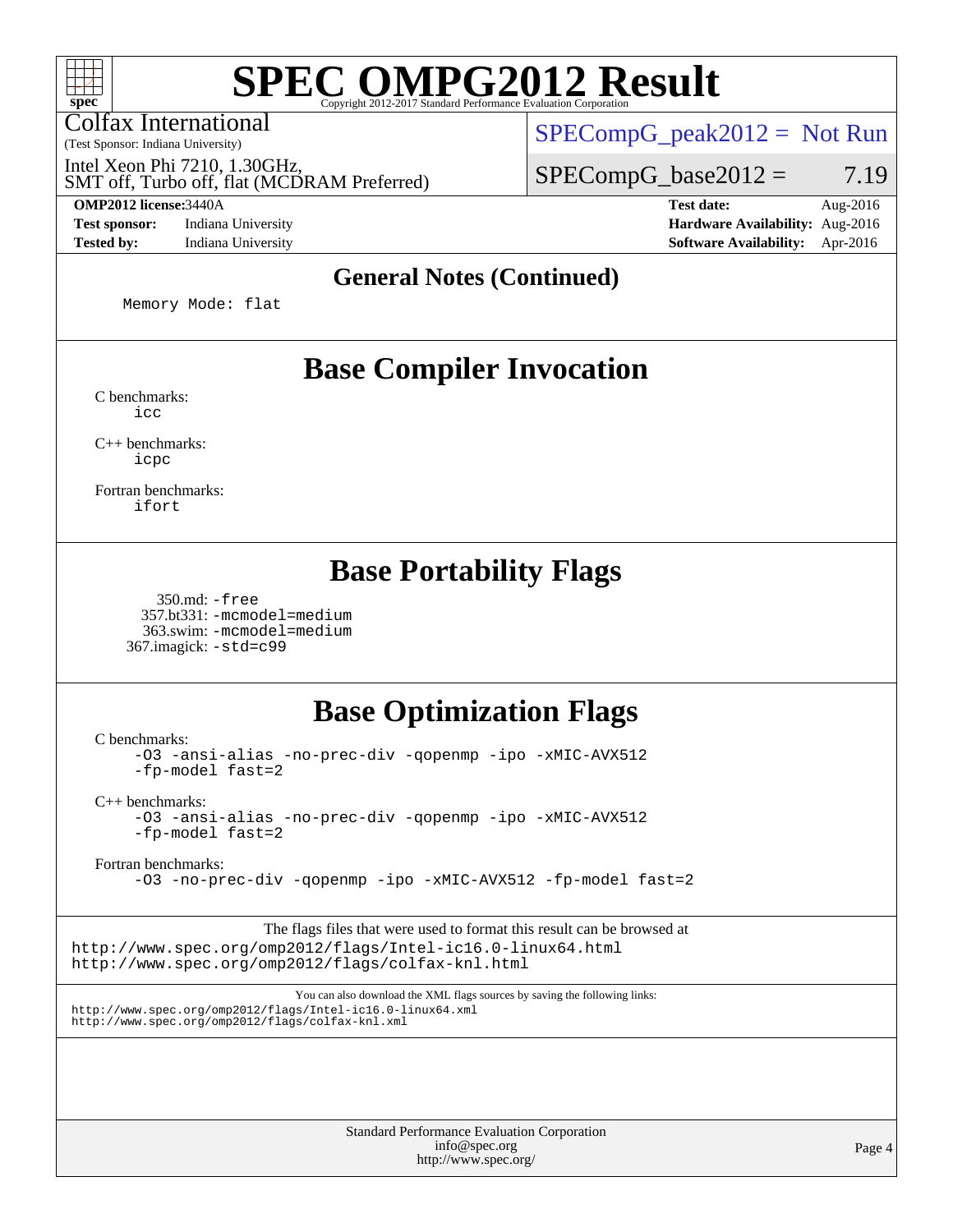# SPEC OMPG2012 Result

Copyright 2012-2017 Standard Performance Evaluation Corporation

Colfax International
(Test Sponsor: Indiana University)

Intel Xeon Phi 7210, 1.30GHz,
SMT off, Turbo off, flat (MCDRAM Preferred)

SPECompG_peak2012 = Not Run

SPECompG_base2012 = 7.19

| | | | |
|---|---|---|---|
| **OMP2012 license:** | 3440A | **Test date:** | Aug-2016 |
| **Test sponsor:** | Indiana University | **Hardware Availability:** | Aug-2016 |
| **Tested by:** | Indiana University | **Software Availability:** | Apr-2016 |

## General Notes (Continued)

```
Memory Mode: flat
```

## Base Compiler Invocation

C benchmarks:
```
icc
```

C++ benchmarks:
```
icpc
```

Fortran benchmarks:
```
ifort
```

## Base Portability Flags

350.md: -free
357.bt331: -mcmodel=medium
363.swim: -mcmodel=medium
367.imagick: -std=c99

## Base Optimization Flags

C benchmarks:
```
-O3 -ansi-alias -no-prec-div -qopenmp -ipo -xMIC-AVX512
-fp-model fast=2
```

C++ benchmarks:
```
-O3 -ansi-alias -no-prec-div -qopenmp -ipo -xMIC-AVX512
-fp-model fast=2
```

Fortran benchmarks:
```
-O3 -no-prec-div -qopenmp -ipo -xMIC-AVX512 -fp-model fast=2
```

The flags files that were used to format this result can be browsed at
http://www.spec.org/omp2012/flags/Intel-ic16.0-linux64.html
http://www.spec.org/omp2012/flags/colfax-knl.html

You can also download the XML flags sources by saving the following links:
http://www.spec.org/omp2012/flags/Intel-ic16.0-linux64.xml
http://www.spec.org/omp2012/flags/colfax-knl.xml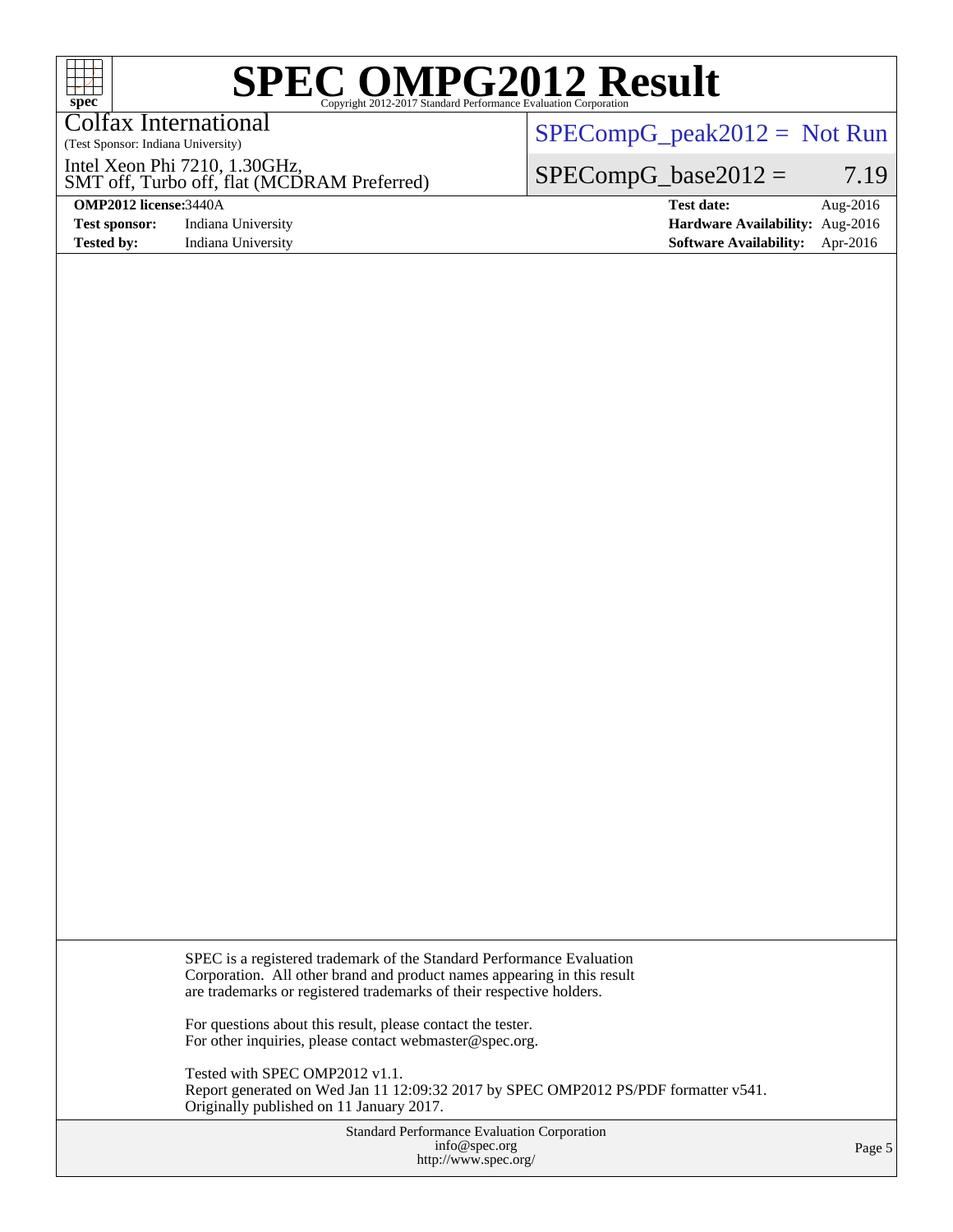SPEC is a registered trademark of the Standard Performance Evaluation Corporation. All other brand and product names appearing in this result are trademarks or registered trademarks of their respective holders.

For questions about this result, please contact the tester.
For other inquiries, please contact webmaster@spec.org.

Tested with SPEC OMP2012 v1.1.
Report generated on Wed Jan 11 12:09:32 2017 by SPEC OMP2012 PS/PDF formatter v541.
Originally published on 11 January 2017.